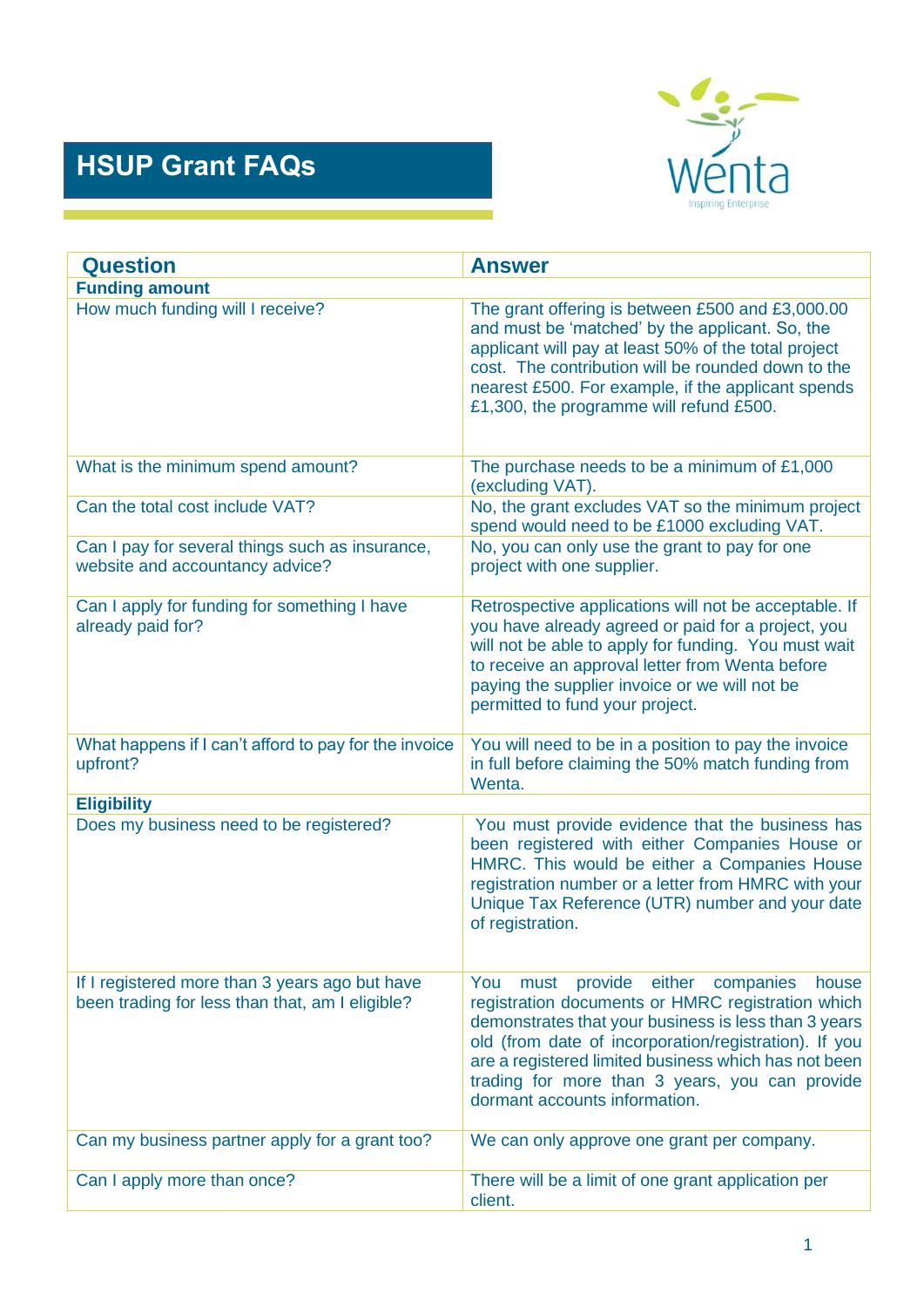# HSUP Grant FAQs

Wenta
Inspiring Enterprise

| Question | Answer |
|---|---|
| **Funding amount** | |
| How much funding will I receive? | The grant offering is between £500 and £3,000.00 and must be 'matched' by the applicant. So, the applicant will pay at least 50% of the total project cost. The contribution will be rounded down to the nearest £500. For example, if the applicant spends £1,300, the programme will refund £500. |
| What is the minimum spend amount? | The purchase needs to be a minimum of £1,000 (excluding VAT). |
| Can the total cost include VAT? | No, the grant excludes VAT so the minimum project spend would need to be £1000 excluding VAT. |
| Can I pay for several things such as insurance, website and accountancy advice? | No, you can only use the grant to pay for one project with one supplier. |
| Can I apply for funding for something I have already paid for? | Retrospective applications will not be acceptable. If you have already agreed or paid for a project, you will not be able to apply for funding. You must wait to receive an approval letter from Wenta before paying the supplier invoice or we will not be permitted to fund your project. |
| What happens if I can't afford to pay for the invoice upfront? | You will need to be in a position to pay the invoice in full before claiming the 50% match funding from Wenta. |
| **Eligibility** | |
| Does my business need to be registered? | You must provide evidence that the business has been registered with either Companies House or HMRC. This would be either a Companies House registration number or a letter from HMRC with your Unique Tax Reference (UTR) number and your date of registration. |
| If I registered more than 3 years ago but have been trading for less than that, am I eligible? | You must provide either companies house registration documents or HMRC registration which demonstrates that your business is less than 3 years old (from date of incorporation/registration). If you are a registered limited business which has not been trading for more than 3 years, you can provide dormant accounts information. |
| Can my business partner apply for a grant too? | We can only approve one grant per company. |
| Can I apply more than once? | There will be a limit of one grant application per client. |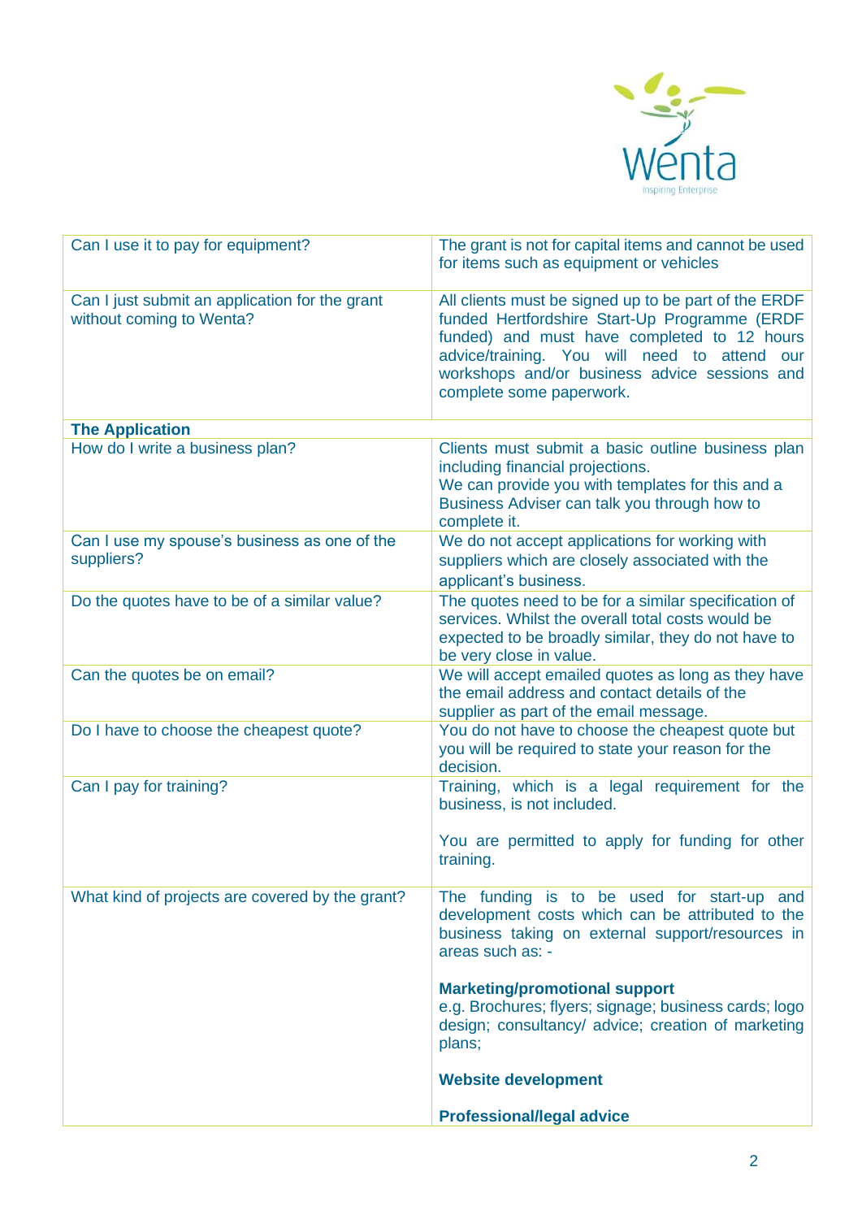| | |
|---|---|
| Can I use it to pay for equipment? | The grant is not for capital items and cannot be used for items such as equipment or vehicles |
| Can I just submit an application for the grant without coming to Wenta? | All clients must be signed up to be part of the ERDF funded Hertfordshire Start-Up Programme (ERDF funded) and must have completed to 12 hours advice/training. You will need to attend our workshops and/or business advice sessions and complete some paperwork. |
| **The Application** | |
| How do I write a business plan? | Clients must submit a basic outline business plan including financial projections. We can provide you with templates for this and a Business Adviser can talk you through how to complete it. |
| Can I use my spouse's business as one of the suppliers? | We do not accept applications for working with suppliers which are closely associated with the applicant's business. |
| Do the quotes have to be of a similar value? | The quotes need to be for a similar specification of services. Whilst the overall total costs would be expected to be broadly similar, they do not have to be very close in value. |
| Can the quotes be on email? | We will accept emailed quotes as long as they have the email address and contact details of the supplier as part of the email message. |
| Do I have to choose the cheapest quote? | You do not have to choose the cheapest quote but you will be required to state your reason for the decision. |
| Can I pay for training? | Training, which is a legal requirement for the business, is not included.<br><br>You are permitted to apply for funding for other training. |
| What kind of projects are covered by the grant? | The funding is to be used for start-up and development costs which can be attributed to the business taking on external support/resources in areas such as: -<br><br>**Marketing/promotional support**<br>e.g. Brochures; flyers; signage; business cards; logo design; consultancy/ advice; creation of marketing plans;<br><br>**Website development**<br><br>**Professional/legal advice** |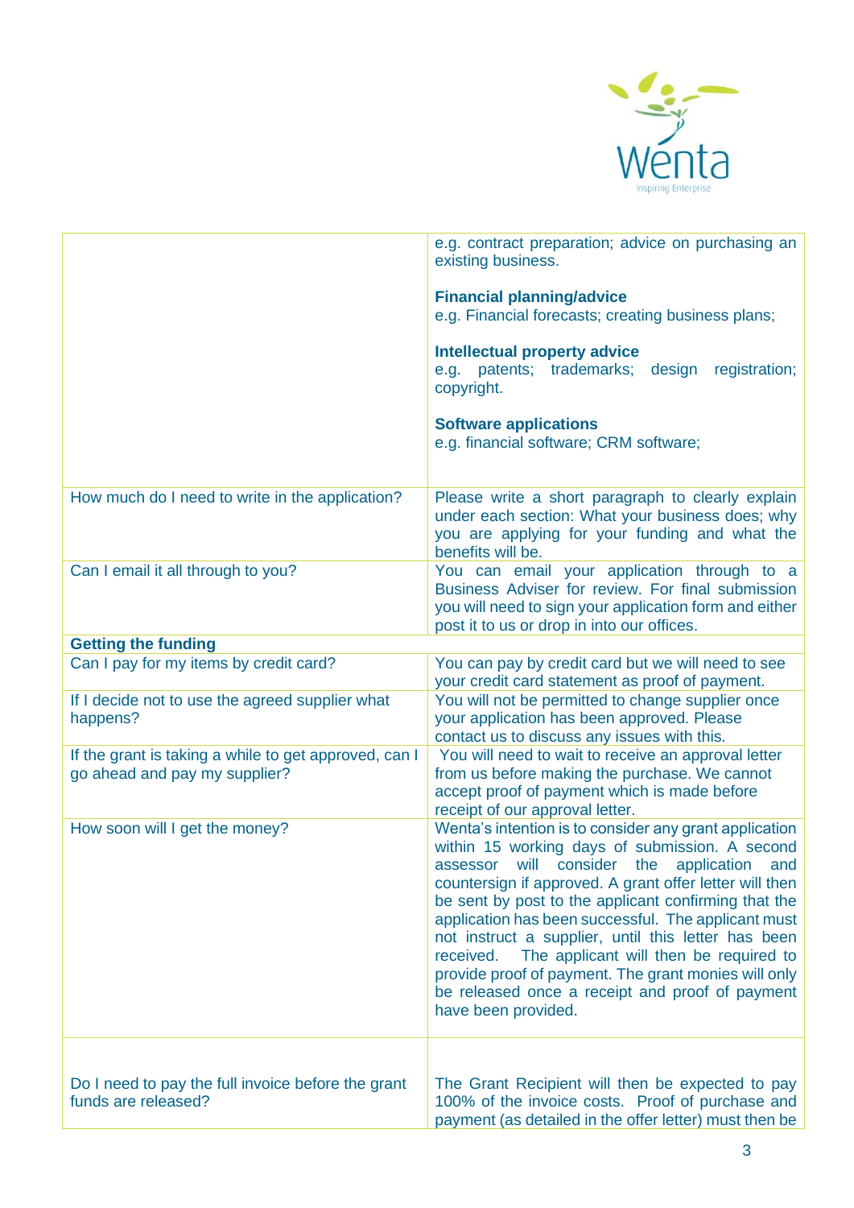| | |
|---|---|
| | e.g. contract preparation; advice on purchasing an existing business.<br><br>**Financial planning/advice**<br>e.g. Financial forecasts; creating business plans;<br><br>**Intellectual property advice**<br>e.g. patents; trademarks; design registration; copyright.<br><br>**Software applications**<br>e.g. financial software; CRM software; |
| How much do I need to write in the application? | Please write a short paragraph to clearly explain under each section: What your business does; why you are applying for your funding and what the benefits will be. |
| Can I email it all through to you? | You can email your application through to a Business Adviser for review. For final submission you will need to sign your application form and either post it to us or drop in into our offices. |
| **Getting the funding** | |
| Can I pay for my items by credit card? | You can pay by credit card but we will need to see your credit card statement as proof of payment. |
| If I decide not to use the agreed supplier what happens? | You will not be permitted to change supplier once your application has been approved. Please contact us to discuss any issues with this. |
| If the grant is taking a while to get approved, can I go ahead and pay my supplier? | You will need to wait to receive an approval letter from us before making the purchase. We cannot accept proof of payment which is made before receipt of our approval letter. |
| How soon will I get the money? | Wenta's intention is to consider any grant application within 15 working days of submission. A second assessor will consider the application and countersign if approved. A grant offer letter will then be sent by post to the applicant confirming that the application has been successful. The applicant must not instruct a supplier, until this letter has been received. The applicant will then be required to provide proof of payment. The grant monies will only be released once a receipt and proof of payment have been provided. |
| Do I need to pay the full invoice before the grant funds are released? | The Grant Recipient will then be expected to pay 100% of the invoice costs. Proof of purchase and payment (as detailed in the offer letter) must then be |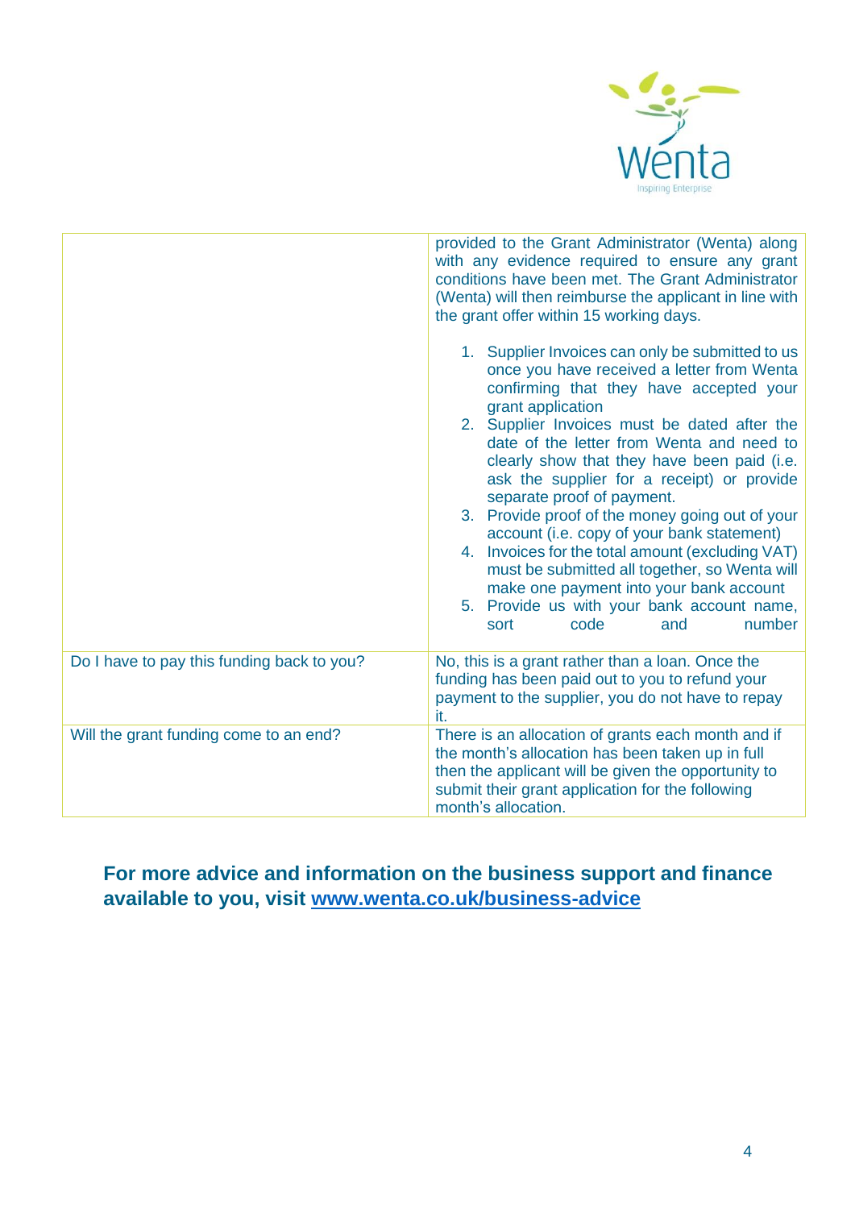| | |
|---|---|
| | provided to the Grant Administrator (Wenta) along with any evidence required to ensure any grant conditions have been met. The Grant Administrator (Wenta) will then reimburse the applicant in line with the grant offer within 15 working days.<br><br>1. Supplier Invoices can only be submitted to us once you have received a letter from Wenta confirming that they have accepted your grant application<br>2. Supplier Invoices must be dated after the date of the letter from Wenta and need to clearly show that they have been paid (i.e. ask the supplier for a receipt) or provide separate proof of payment.<br>3. Provide proof of the money going out of your account (i.e. copy of your bank statement)<br>4. Invoices for the total amount (excluding VAT) must be submitted all together, so Wenta will make one payment into your bank account<br>5. Provide us with your bank account name, sort code and number |
| Do I have to pay this funding back to you? | No, this is a grant rather than a loan. Once the funding has been paid out to you to refund your payment to the supplier, you do not have to repay it. |
| Will the grant funding come to an end? | There is an allocation of grants each month and if the month's allocation has been taken up in full then the applicant will be given the opportunity to submit their grant application for the following month's allocation. |

**For more advice and information on the business support and finance available to you, visit [www.wenta.co.uk/business-advice](www.wenta.co.uk/business-advice)**